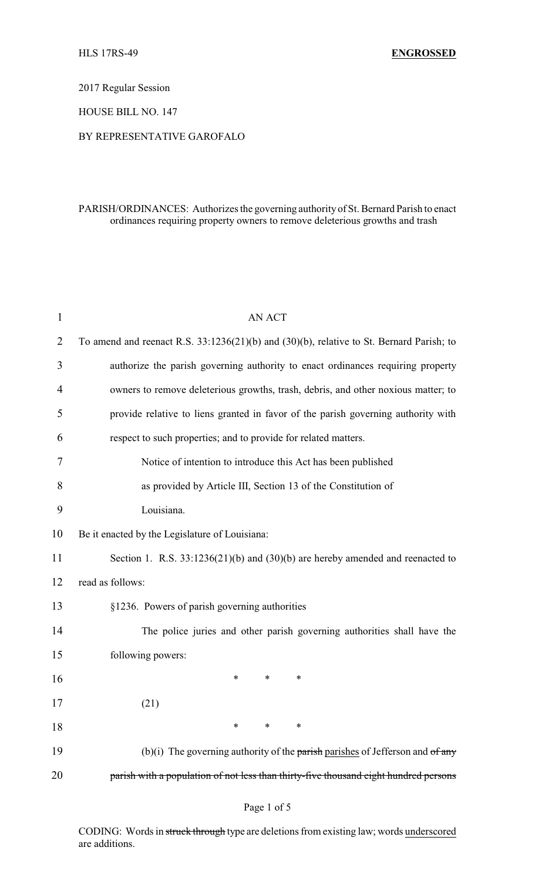HLS 17RS-49 **ENGROSSED**

2017 Regular Session

HOUSE BILL NO. 147

BY REPRESENTATIVE GAROFALO

PARISH/ORDINANCES: Authorizes the governing authority of St. Bernard Parish to enact ordinances requiring property owners to remove deleterious growths and trash

AN ACT

To amend and reenact R.S. 33:1236(21)(b) and (30)(b), relative to St. Bernard Parish; to authorize the parish governing authority to enact ordinances requiring property owners to remove deleterious growths, trash, debris, and other noxious matter; to provide relative to liens granted in favor of the parish governing authority with respect to such properties; and to provide for related matters.

Notice of intention to introduce this Act has been published as provided by Article III, Section 13 of the Constitution of Louisiana.

Be it enacted by the Legislature of Louisiana:

Section 1. R.S. 33:1236(21)(b) and (30)(b) are hereby amended and reenacted to read as follows:

§1236. Powers of parish governing authorities

The police juries and other parish governing authorities shall have the following powers:

\* \* \*

(21)

\* \* \*

(b)(i) The governing authority of the ~~parish~~ <u>parishes</u> of Jefferson and ~~of any parish with a population of not less than thirty-five thousand eight hundred persons~~

CODING: Words in ~~struck through~~ type are deletions from existing law; words <u>underscored</u> are additions.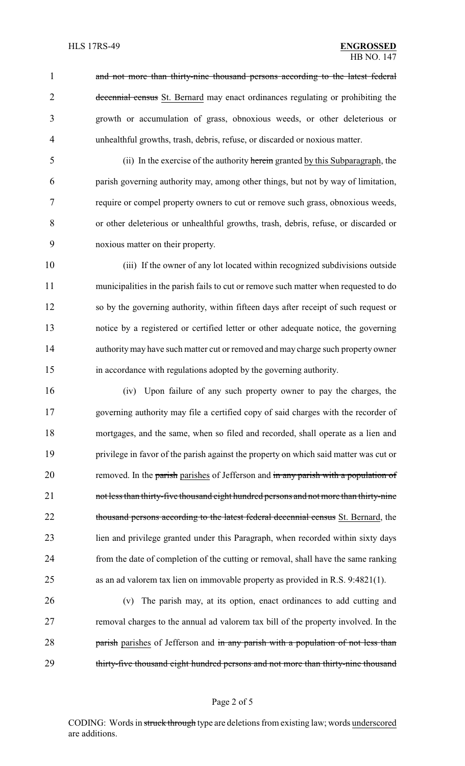~~and not more than thirty-nine thousand persons according to the latest federal decennial census~~ <u>St. Bernard</u> may enact ordinances regulating or prohibiting the growth or accumulation of grass, obnoxious weeds, or other deleterious or unhealthful growths, trash, debris, refuse, or discarded or noxious matter.

(ii) In the exercise of the authority ~~herein~~ granted <u>by this Subparagraph</u>, the parish governing authority may, among other things, but not by way of limitation, require or compel property owners to cut or remove such grass, obnoxious weeds, or other deleterious or unhealthful growths, trash, debris, refuse, or discarded or noxious matter on their property.

(iii) If the owner of any lot located within recognized subdivisions outside municipalities in the parish fails to cut or remove such matter when requested to do so by the governing authority, within fifteen days after receipt of such request or notice by a registered or certified letter or other adequate notice, the governing authority may have such matter cut or removed and may charge such property owner in accordance with regulations adopted by the governing authority.

(iv) Upon failure of any such property owner to pay the charges, the governing authority may file a certified copy of said charges with the recorder of mortgages, and the same, when so filed and recorded, shall operate as a lien and privilege in favor of the parish against the property on which said matter was cut or removed. In the ~~parish~~ <u>parishes</u> of Jefferson and ~~in any parish with a population of not less than thirty-five thousand eight hundred persons and not more than thirty-nine thousand persons according to the latest federal decennial census~~ <u>St. Bernard</u>, the lien and privilege granted under this Paragraph, when recorded within sixty days from the date of completion of the cutting or removal, shall have the same ranking as an ad valorem tax lien on immovable property as provided in R.S. 9:4821(1).

(v) The parish may, at its option, enact ordinances to add cutting and removal charges to the annual ad valorem tax bill of the property involved. In the ~~parish~~ <u>parishes</u> of Jefferson and ~~in any parish with a population of not less than thirty-five thousand eight hundred persons and not more than thirty-nine thousand~~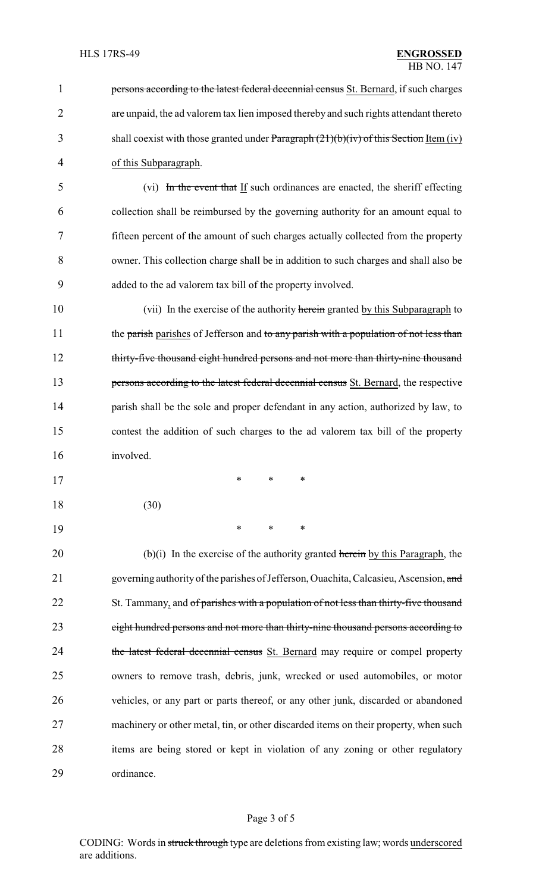persons according to the latest federal decennial census St. Bernard, if such charges are unpaid, the ad valorem tax lien imposed thereby and such rights attendant thereto shall coexist with those granted under Paragraph (21)(b)(iv) of this Section Item (iv) of this Subparagraph.

(vi) In the event that If such ordinances are enacted, the sheriff effecting collection shall be reimbursed by the governing authority for an amount equal to fifteen percent of the amount of such charges actually collected from the property owner. This collection charge shall be in addition to such charges and shall also be added to the ad valorem tax bill of the property involved.

(vii) In the exercise of the authority herein granted by this Subparagraph to the parish parishes of Jefferson and to any parish with a population of not less than thirty-five thousand eight hundred persons and not more than thirty-nine thousand persons according to the latest federal decennial census St. Bernard, the respective parish shall be the sole and proper defendant in any action, authorized by law, to contest the addition of such charges to the ad valorem tax bill of the property involved.

\* \* \*

(30)

\* \* \*

(b)(i) In the exercise of the authority granted herein by this Paragraph, the governing authority of the parishes of Jefferson, Ouachita, Calcasieu, Ascension, and St. Tammany, and of parishes with a population of not less than thirty-five thousand eight hundred persons and not more than thirty-nine thousand persons according to the latest federal decennial census St. Bernard may require or compel property owners to remove trash, debris, junk, wrecked or used automobiles, or motor vehicles, or any part or parts thereof, or any other junk, discarded or abandoned machinery or other metal, tin, or other discarded items on their property, when such items are being stored or kept in violation of any zoning or other regulatory ordinance.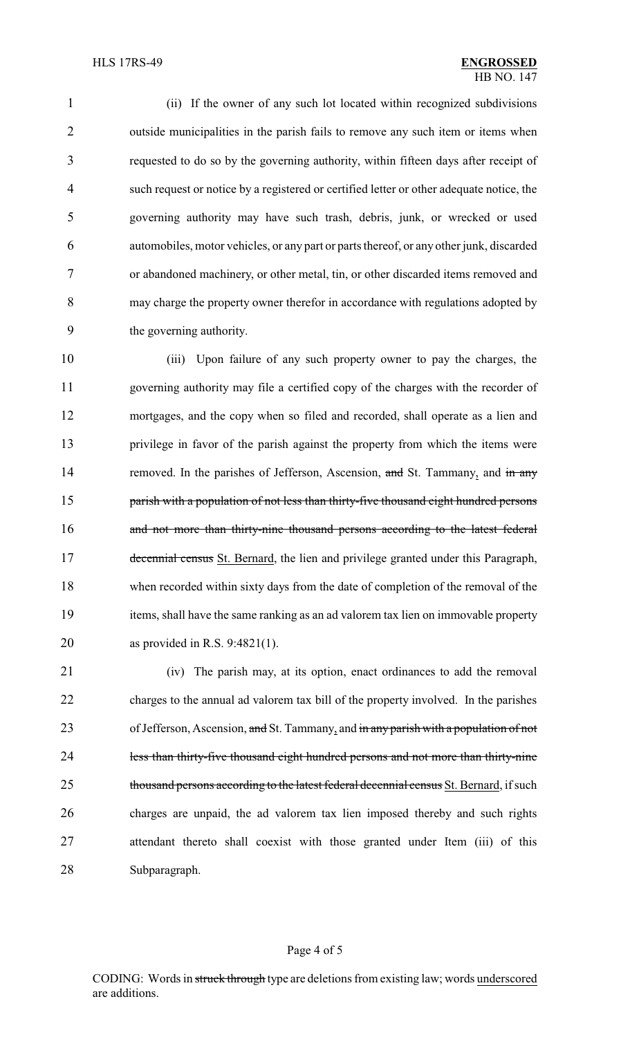(ii) If the owner of any such lot located within recognized subdivisions outside municipalities in the parish fails to remove any such item or items when requested to do so by the governing authority, within fifteen days after receipt of such request or notice by a registered or certified letter or other adequate notice, the governing authority may have such trash, debris, junk, or wrecked or used automobiles, motor vehicles, or any part or parts thereof, or any other junk, discarded or abandoned machinery, or other metal, tin, or other discarded items removed and may charge the property owner therefor in accordance with regulations adopted by the governing authority.

(iii) Upon failure of any such property owner to pay the charges, the governing authority may file a certified copy of the charges with the recorder of mortgages, and the copy when so filed and recorded, shall operate as a lien and privilege in favor of the parish against the property from which the items were removed. In the parishes of Jefferson, Ascension, ~~and~~ St. Tammany, and ~~in any parish with a population of not less than thirty-five thousand eight hundred persons and not more than thirty-nine thousand persons according to the latest federal decennial census~~ St. Bernard, the lien and privilege granted under this Paragraph, when recorded within sixty days from the date of completion of the removal of the items, shall have the same ranking as an ad valorem tax lien on immovable property as provided in R.S. 9:4821(1).

(iv) The parish may, at its option, enact ordinances to add the removal charges to the annual ad valorem tax bill of the property involved. In the parishes of Jefferson, Ascension, ~~and~~ St. Tammany, and ~~in any parish with a population of not less than thirty-five thousand eight hundred persons and not more than thirty-nine thousand persons according to the latest federal decennial census~~ St. Bernard, if such charges are unpaid, the ad valorem tax lien imposed thereby and such rights attendant thereto shall coexist with those granted under Item (iii) of this Subparagraph.

CODING: Words in ~~struck through~~ type are deletions from existing law; words underscored are additions.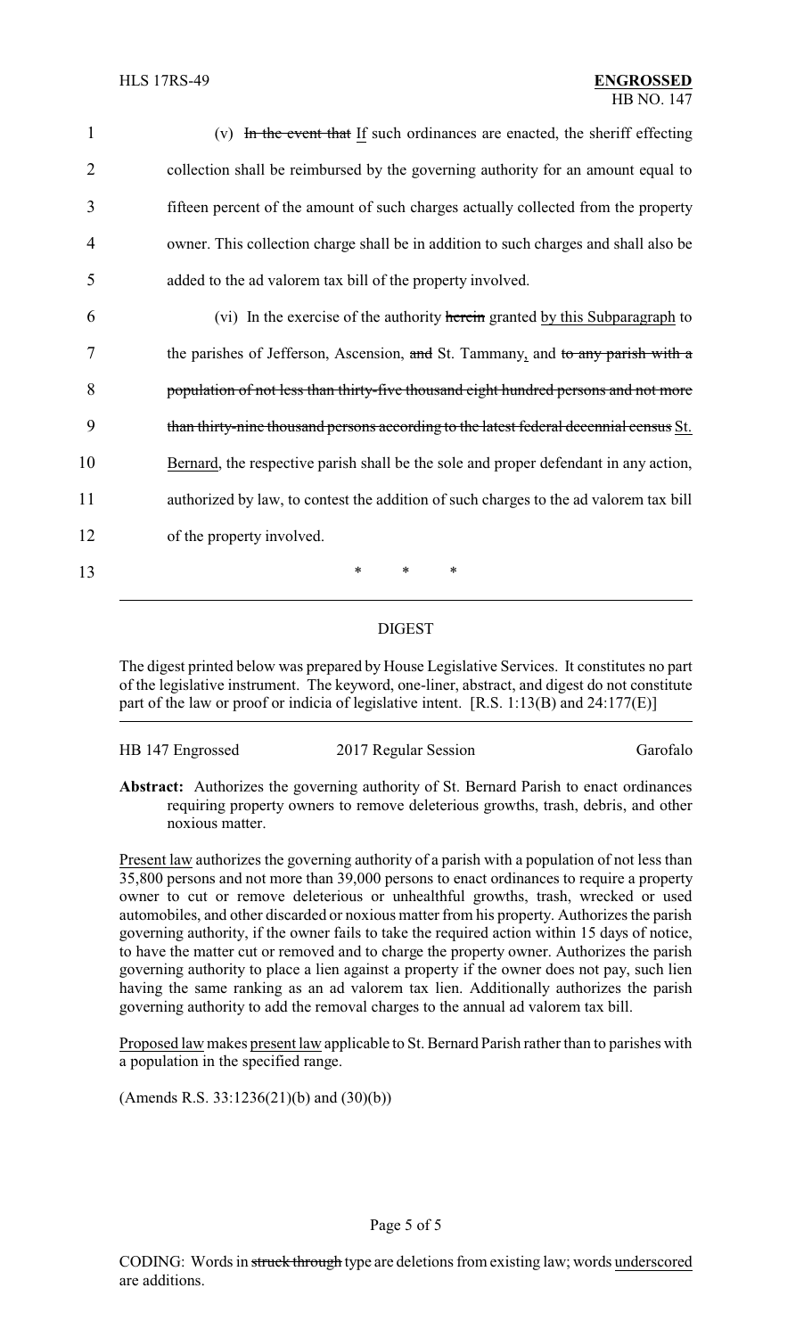(v) ~~In the event that~~ <u>If</u> such ordinances are enacted, the sheriff effecting collection shall be reimbursed by the governing authority for an amount equal to fifteen percent of the amount of such charges actually collected from the property owner. This collection charge shall be in addition to such charges and shall also be added to the ad valorem tax bill of the property involved.

(vi) In the exercise of the authority ~~herein~~ granted <u>by this Subparagraph</u> to the parishes of Jefferson, Ascension, ~~and~~ St. Tammany<u>,</u> and ~~to any parish with a population of not less than thirty-five thousand eight hundred persons and not more than thirty-nine thousand persons according to the latest federal decennial census~~ <u>St. Bernard</u>, the respective parish shall be the sole and proper defendant in any action, authorized by law, to contest the addition of such charges to the ad valorem tax bill of the property involved.

\* \* \*

## DIGEST

The digest printed below was prepared by House Legislative Services. It constitutes no part of the legislative instrument. The keyword, one-liner, abstract, and digest do not constitute part of the law or proof or indicia of legislative intent. [R.S. 1:13(B) and 24:177(E)]

HB 147 Engrossed 2017 Regular Session Garofalo

**Abstract:** Authorizes the governing authority of St. Bernard Parish to enact ordinances requiring property owners to remove deleterious growths, trash, debris, and other noxious matter.

<u>Present law</u> authorizes the governing authority of a parish with a population of not less than 35,800 persons and not more than 39,000 persons to enact ordinances to require a property owner to cut or remove deleterious or unhealthful growths, trash, wrecked or used automobiles, and other discarded or noxious matter from his property. Authorizes the parish governing authority, if the owner fails to take the required action within 15 days of notice, to have the matter cut or removed and to charge the property owner. Authorizes the parish governing authority to place a lien against a property if the owner does not pay, such lien having the same ranking as an ad valorem tax lien. Additionally authorizes the parish governing authority to add the removal charges to the annual ad valorem tax bill.

<u>Proposed law</u> makes <u>present law</u> applicable to St. Bernard Parish rather than to parishes with a population in the specified range.

(Amends R.S. 33:1236(21)(b) and (30)(b))

CODING: Words in ~~struck through~~ type are deletions from existing law; words <u>underscored</u> are additions.